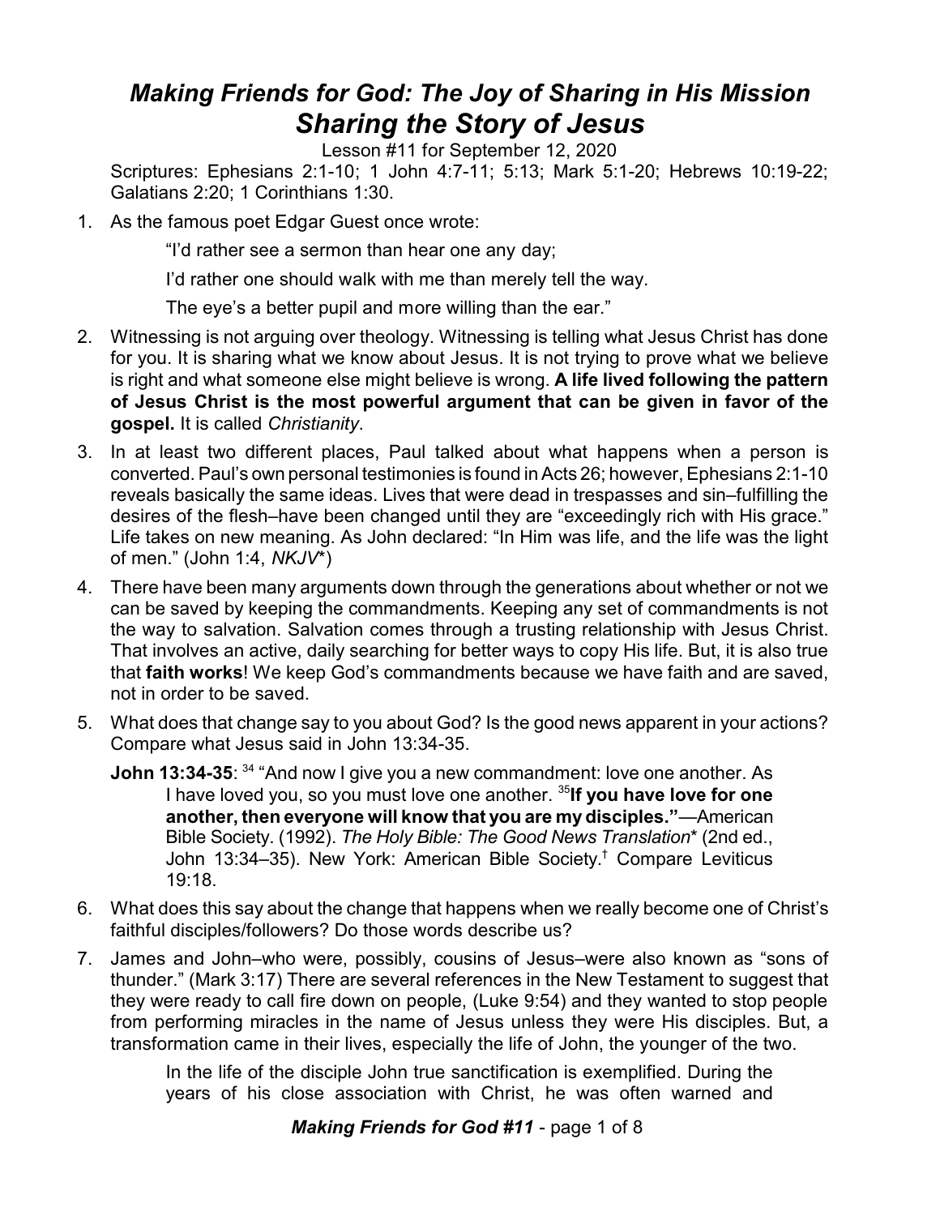# *Making Friends for God: The Joy of Sharing in His Mission*
## *Sharing the Story of Jesus*

Lesson #11 for September 12, 2020

Scriptures: Ephesians 2:1-10; 1 John 4:7-11; 5:13; Mark 5:1-20; Hebrews 10:19-22; Galatians 2:20; 1 Corinthians 1:30.

1. As the famous poet Edgar Guest once wrote:

   "I'd rather see a sermon than hear one any day;

   I'd rather one should walk with me than merely tell the way.

   The eye's a better pupil and more willing than the ear."

2. Witnessing is not arguing over theology. Witnessing is telling what Jesus Christ has done for you. It is sharing what we know about Jesus. It is not trying to prove what we believe is right and what someone else might believe is wrong. **A life lived following the pattern of Jesus Christ is the most powerful argument that can be given in favor of the gospel.** It is called *Christianity*.

3. In at least two different places, Paul talked about what happens when a person is converted. Paul's own personal testimonies is found in Acts 26; however, Ephesians 2:1-10 reveals basically the same ideas. Lives that were dead in trespasses and sin–fulfilling the desires of the flesh–have been changed until they are "exceedingly rich with His grace." Life takes on new meaning. As John declared: "In Him was life, and the life was the light of men." (John 1:4, *NKJV*\*)

4. There have been many arguments down through the generations about whether or not we can be saved by keeping the commandments. Keeping any set of commandments is not the way to salvation. Salvation comes through a trusting relationship with Jesus Christ. That involves an active, daily searching for better ways to copy His life. But, it is also true that **faith works**! We keep God's commandments because we have faith and are saved, not in order to be saved.

5. What does that change say to you about God? Is the good news apparent in your actions? Compare what Jesus said in John 13:34-35.

   **John 13:34-35**: [34] "And now I give you a new commandment: love one another. As I have loved you, so you must love one another. [35]**If you have love for one another, then everyone will know that you are my disciples."**—American Bible Society. (1992). *The Holy Bible: The Good News Translation*\* (2nd ed., John 13:34–35). New York: American Bible Society.[†] Compare Leviticus 19:18.

6. What does this say about the change that happens when we really become one of Christ's faithful disciples/followers? Do those words describe us?

7. James and John–who were, possibly, cousins of Jesus–were also known as "sons of thunder." (Mark 3:17) There are several references in the New Testament to suggest that they were ready to call fire down on people, (Luke 9:54) and they wanted to stop people from performing miracles in the name of Jesus unless they were His disciples. But, a transformation came in their lives, especially the life of John, the younger of the two.

   In the life of the disciple John true sanctification is exemplified. During the years of his close association with Christ, he was often warned and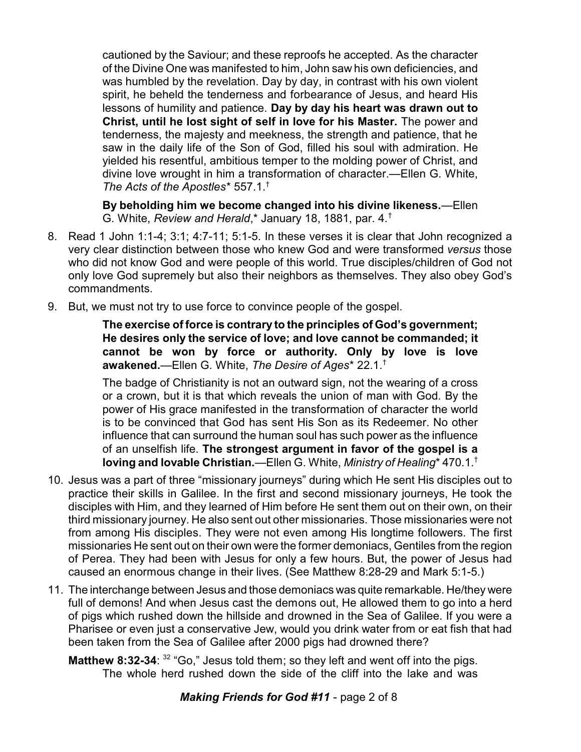cautioned by the Saviour; and these reproofs he accepted. As the character of the Divine One was manifested to him, John saw his own deficiencies, and was humbled by the revelation. Day by day, in contrast with his own violent spirit, he beheld the tenderness and forbearance of Jesus, and heard His lessons of humility and patience. **Day by day his heart was drawn out to Christ, until he lost sight of self in love for his Master.** The power and tenderness, the majesty and meekness, the strength and patience, that he saw in the daily life of the Son of God, filled his soul with admiration. He yielded his resentful, ambitious temper to the molding power of Christ, and divine love wrought in him a transformation of character.—Ellen G. White, *The Acts of the Apostles** 557.1.†

> **By beholding him we become changed into his divine likeness.**—Ellen G. White, *Review and Herald*,* January 18, 1881, par. 4.†

8. Read 1 John 1:1-4; 3:1; 4:7-11; 5:1-5. In these verses it is clear that John recognized a very clear distinction between those who knew God and were transformed *versus* those who did not know God and were people of this world. True disciples/children of God not only love God supremely but also their neighbors as themselves. They also obey God's commandments.

9. But, we must not try to use force to convince people of the gospel.

> **The exercise of force is contrary to the principles of God's government; He desires only the service of love; and love cannot be commanded; it cannot be won by force or authority. Only by love is love awakened.**—Ellen G. White, *The Desire of Ages** 22.1.†

> The badge of Christianity is not an outward sign, not the wearing of a cross or a crown, but it is that which reveals the union of man with God. By the power of His grace manifested in the transformation of character the world is to be convinced that God has sent His Son as its Redeemer. No other influence that can surround the human soul has such power as the influence of an unselfish life. **The strongest argument in favor of the gospel is a loving and lovable Christian.**—Ellen G. White, *Ministry of Healing** 470.1.†

10. Jesus was a part of three "missionary journeys" during which He sent His disciples out to practice their skills in Galilee. In the first and second missionary journeys, He took the disciples with Him, and they learned of Him before He sent them out on their own, on their third missionary journey. He also sent out other missionaries. Those missionaries were not from among His disciples. They were not even among His longtime followers. The first missionaries He sent out on their own were the former demoniacs, Gentiles from the region of Perea. They had been with Jesus for only a few hours. But, the power of Jesus had caused an enormous change in their lives. (See Matthew 8:28-29 and Mark 5:1-5.)

11. The interchange between Jesus and those demoniacs was quite remarkable. He/they were full of demons! And when Jesus cast the demons out, He allowed them to go into a herd of pigs which rushed down the hillside and drowned in the Sea of Galilee. If you were a Pharisee or even just a conservative Jew, would you drink water from or eat fish that had been taken from the Sea of Galilee after 2000 pigs had drowned there?

**Matthew 8:32-34**: [32] "Go," Jesus told them; so they left and went off into the pigs. The whole herd rushed down the side of the cliff into the lake and was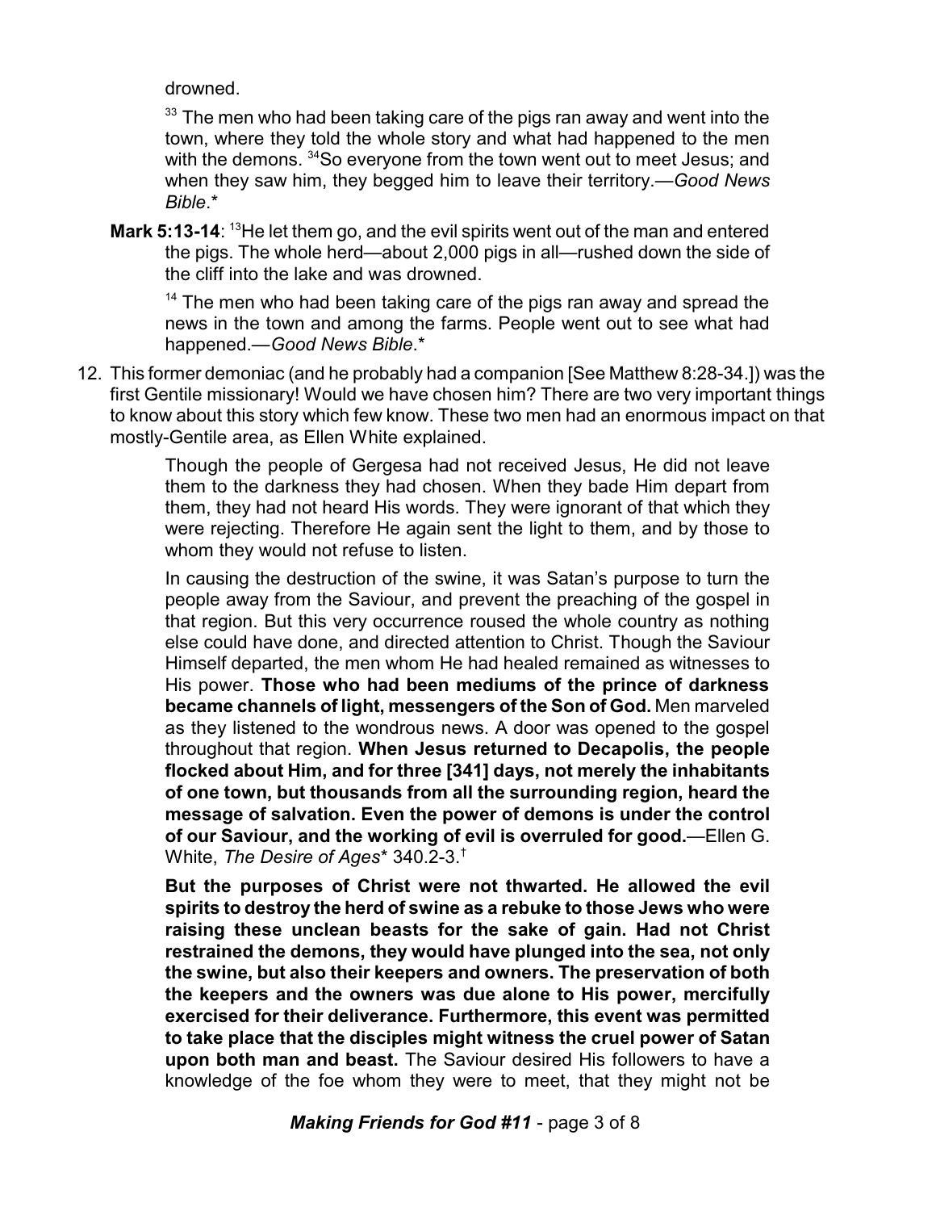drowned.

> [33] The men who had been taking care of the pigs ran away and went into the town, where they told the whole story and what had happened to the men with the demons. [34]So everyone from the town went out to meet Jesus; and when they saw him, they begged him to leave their territory.—*Good News Bible*.*

**Mark 5:13-14**: [13]He let them go, and the evil spirits went out of the man and entered the pigs. The whole herd—about 2,000 pigs in all—rushed down the side of the cliff into the lake and was drowned.

> [14] The men who had been taking care of the pigs ran away and spread the news in the town and among the farms. People went out to see what had happened.—*Good News Bible*.*

12. This former demoniac (and he probably had a companion [See Matthew 8:28-34.]) was the first Gentile missionary! Would we have chosen him? There are two very important things to know about this story which few know. These two men had an enormous impact on that mostly-Gentile area, as Ellen White explained.

> Though the people of Gergesa had not received Jesus, He did not leave them to the darkness they had chosen. When they bade Him depart from them, they had not heard His words. They were ignorant of that which they were rejecting. Therefore He again sent the light to them, and by those to whom they would not refuse to listen.
>
> In causing the destruction of the swine, it was Satan's purpose to turn the people away from the Saviour, and prevent the preaching of the gospel in that region. But this very occurrence roused the whole country as nothing else could have done, and directed attention to Christ. Though the Saviour Himself departed, the men whom He had healed remained as witnesses to His power. **Those who had been mediums of the prince of darkness became channels of light, messengers of the Son of God.** Men marveled as they listened to the wondrous news. A door was opened to the gospel throughout that region. **When Jesus returned to Decapolis, the people flocked about Him, and for three [341] days, not merely the inhabitants of one town, but thousands from all the surrounding region, heard the message of salvation. Even the power of demons is under the control of our Saviour, and the working of evil is overruled for good.**—Ellen G. White, *The Desire of Ages** 340.2-3.†
>
> **But the purposes of Christ were not thwarted. He allowed the evil spirits to destroy the herd of swine as a rebuke to those Jews who were raising these unclean beasts for the sake of gain. Had not Christ restrained the demons, they would have plunged into the sea, not only the swine, but also their keepers and owners. The preservation of both the keepers and the owners was due alone to His power, mercifully exercised for their deliverance. Furthermore, this event was permitted to take place that the disciples might witness the cruel power of Satan upon both man and beast.** The Saviour desired His followers to have a knowledge of the foe whom they were to meet, that they might not be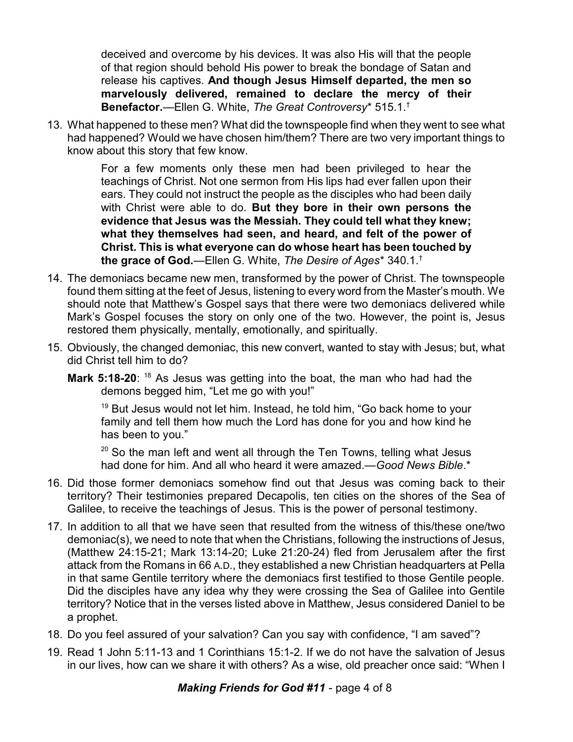> deceived and overcome by his devices. It was also His will that the people of that region should behold His power to break the bondage of Satan and release his captives. **And though Jesus Himself departed, the men so marvelously delivered, remained to declare the mercy of their Benefactor.**—Ellen G. White, *The Great Controversy** 515.1.†

13. What happened to these men? What did the townspeople find when they went to see what had happened? Would we have chosen him/them? There are two very important things to know about this story that few know.

> For a few moments only these men had been privileged to hear the teachings of Christ. Not one sermon from His lips had ever fallen upon their ears. They could not instruct the people as the disciples who had been daily with Christ were able to do. **But they bore in their own persons the evidence that Jesus was the Messiah. They could tell what they knew; what they themselves had seen, and heard, and felt of the power of Christ. This is what everyone can do whose heart has been touched by the grace of God.**—Ellen G. White, *The Desire of Ages** 340.1.†

14. The demoniacs became new men, transformed by the power of Christ. The townspeople found them sitting at the feet of Jesus, listening to every word from the Master's mouth. We should note that Matthew's Gospel says that there were two demoniacs delivered while Mark's Gospel focuses the story on only one of the two. However, the point is, Jesus restored them physically, mentally, emotionally, and spiritually.

15. Obviously, the changed demoniac, this new convert, wanted to stay with Jesus; but, what did Christ tell him to do?

    **Mark 5:18-20**: [18] As Jesus was getting into the boat, the man who had had the demons begged him, "Let me go with you!"

    [19] But Jesus would not let him. Instead, he told him, "Go back home to your family and tell them how much the Lord has done for you and how kind he has been to you."

    [20] So the man left and went all through the Ten Towns, telling what Jesus had done for him. And all who heard it were amazed.—*Good News Bible*.*

16. Did those former demoniacs somehow find out that Jesus was coming back to their territory? Their testimonies prepared Decapolis, ten cities on the shores of the Sea of Galilee, to receive the teachings of Jesus. This is the power of personal testimony.

17. In addition to all that we have seen that resulted from the witness of this/these one/two demoniac(s), we need to note that when the Christians, following the instructions of Jesus, (Matthew 24:15-21; Mark 13:14-20; Luke 21:20-24) fled from Jerusalem after the first attack from the Romans in 66 A.D., they established a new Christian headquarters at Pella in that same Gentile territory where the demoniacs first testified to those Gentile people. Did the disciples have any idea why they were crossing the Sea of Galilee into Gentile territory? Notice that in the verses listed above in Matthew, Jesus considered Daniel to be a prophet.

18. Do you feel assured of your salvation? Can you say with confidence, "I am saved"?

19. Read 1 John 5:11-13 and 1 Corinthians 15:1-2. If we do not have the salvation of Jesus in our lives, how can we share it with others? As a wise, old preacher once said: "When I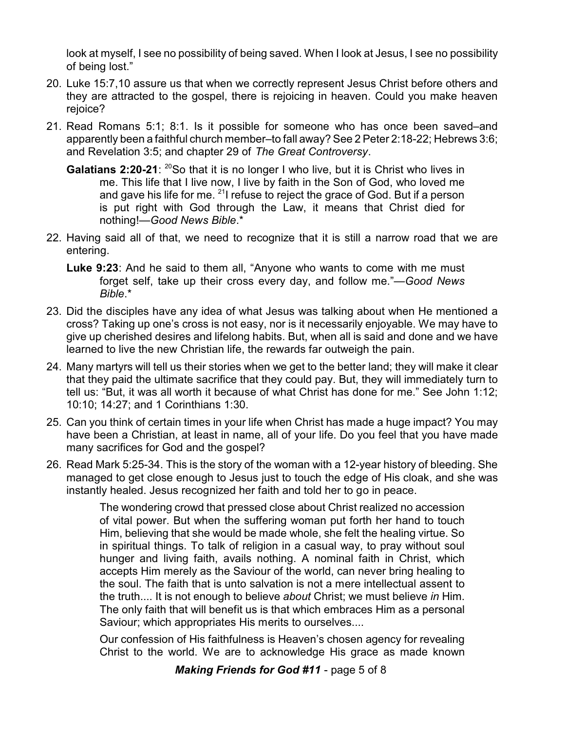look at myself, I see no possibility of being saved. When I look at Jesus, I see no possibility of being lost."

20. Luke 15:7,10 assure us that when we correctly represent Jesus Christ before others and they are attracted to the gospel, there is rejoicing in heaven. Could you make heaven rejoice?

21. Read Romans 5:1; 8:1. Is it possible for someone who has once been saved–and apparently been a faithful church member–to fall away? See 2 Peter 2:18-22; Hebrews 3:6; and Revelation 3:5; and chapter 29 of *The Great Controversy*.

    **Galatians 2:20-21**: [20]So that it is no longer I who live, but it is Christ who lives in me. This life that I live now, I live by faith in the Son of God, who loved me and gave his life for me. [21]I refuse to reject the grace of God. But if a person is put right with God through the Law, it means that Christ died for nothing!—*Good News Bible*.*

22. Having said all of that, we need to recognize that it is still a narrow road that we are entering.

    **Luke 9:23**: And he said to them all, "Anyone who wants to come with me must forget self, take up their cross every day, and follow me."—*Good News Bible*.*

23. Did the disciples have any idea of what Jesus was talking about when He mentioned a cross? Taking up one's cross is not easy, nor is it necessarily enjoyable. We may have to give up cherished desires and lifelong habits. But, when all is said and done and we have learned to live the new Christian life, the rewards far outweigh the pain.

24. Many martyrs will tell us their stories when we get to the better land; they will make it clear that they paid the ultimate sacrifice that they could pay. But, they will immediately turn to tell us: "But, it was all worth it because of what Christ has done for me." See John 1:12; 10:10; 14:27; and 1 Corinthians 1:30.

25. Can you think of certain times in your life when Christ has made a huge impact? You may have been a Christian, at least in name, all of your life. Do you feel that you have made many sacrifices for God and the gospel?

26. Read Mark 5:25-34. This is the story of the woman with a 12-year history of bleeding. She managed to get close enough to Jesus just to touch the edge of His cloak, and she was instantly healed. Jesus recognized her faith and told her to go in peace.

    > The wondering crowd that pressed close about Christ realized no accession of vital power. But when the suffering woman put forth her hand to touch Him, believing that she would be made whole, she felt the healing virtue. So in spiritual things. To talk of religion in a casual way, to pray without soul hunger and living faith, avails nothing. A nominal faith in Christ, which accepts Him merely as the Saviour of the world, can never bring healing to the soul. The faith that is unto salvation is not a mere intellectual assent to the truth.... It is not enough to believe *about* Christ; we must believe *in* Him. The only faith that will benefit us is that which embraces Him as a personal Saviour; which appropriates His merits to ourselves....
    >
    > Our confession of His faithfulness is Heaven's chosen agency for revealing Christ to the world. We are to acknowledge His grace as made known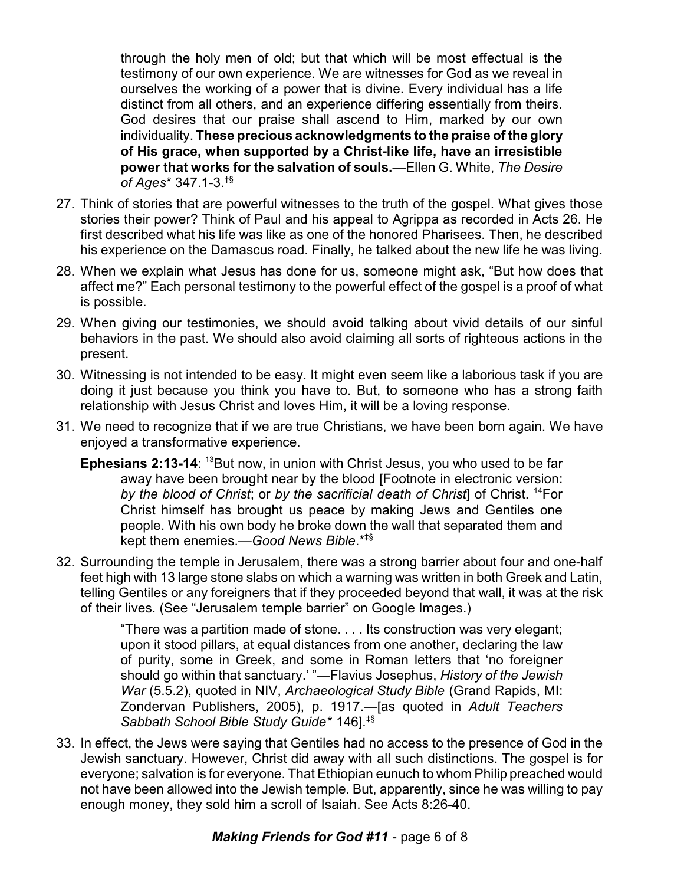through the holy men of old; but that which will be most effectual is the testimony of our own experience. We are witnesses for God as we reveal in ourselves the working of a power that is divine. Every individual has a life distinct from all others, and an experience differing essentially from theirs. God desires that our praise shall ascend to Him, marked by our own individuality. **These precious acknowledgments to the praise of the glory of His grace, when supported by a Christ-like life, have an irresistible power that works for the salvation of souls.**—Ellen G. White, *The Desire of Ages** 347.1-3.†§

27. Think of stories that are powerful witnesses to the truth of the gospel. What gives those stories their power? Think of Paul and his appeal to Agrippa as recorded in Acts 26. He first described what his life was like as one of the honored Pharisees. Then, he described his experience on the Damascus road. Finally, he talked about the new life he was living.

28. When we explain what Jesus has done for us, someone might ask, "But how does that affect me?" Each personal testimony to the powerful effect of the gospel is a proof of what is possible.

29. When giving our testimonies, we should avoid talking about vivid details of our sinful behaviors in the past. We should also avoid claiming all sorts of righteous actions in the present.

30. Witnessing is not intended to be easy. It might even seem like a laborious task if you are doing it just because you think you have to. But, to someone who has a strong faith relationship with Jesus Christ and loves Him, it will be a loving response.

31. We need to recognize that if we are true Christians, we have been born again. We have enjoyed a transformative experience.

    **Ephesians 2:13-14**: [13]But now, in union with Christ Jesus, you who used to be far away have been brought near by the blood [Footnote in electronic version: *by the blood of Christ*; or *by the sacrificial death of Christ*] of Christ. [14]For Christ himself has brought us peace by making Jews and Gentiles one people. With his own body he broke down the wall that separated them and kept them enemies.—*Good News Bible*.*‡§

32. Surrounding the temple in Jerusalem, there was a strong barrier about four and one-half feet high with 13 large stone slabs on which a warning was written in both Greek and Latin, telling Gentiles or any foreigners that if they proceeded beyond that wall, it was at the risk of their lives. (See "Jerusalem temple barrier" on Google Images.)

    > "There was a partition made of stone. . . . Its construction was very elegant; upon it stood pillars, at equal distances from one another, declaring the law of purity, some in Greek, and some in Roman letters that 'no foreigner should go within that sanctuary.' "—Flavius Josephus, *History of the Jewish War* (5.5.2), quoted in NIV, *Archaeological Study Bible* (Grand Rapids, MI: Zondervan Publishers, 2005), p. 1917.—[as quoted in *Adult Teachers Sabbath School Bible Study Guide** 146].‡§

33. In effect, the Jews were saying that Gentiles had no access to the presence of God in the Jewish sanctuary. However, Christ did away with all such distinctions. The gospel is for everyone; salvation is for everyone. That Ethiopian eunuch to whom Philip preached would not have been allowed into the Jewish temple. But, apparently, since he was willing to pay enough money, they sold him a scroll of Isaiah. See Acts 8:26-40.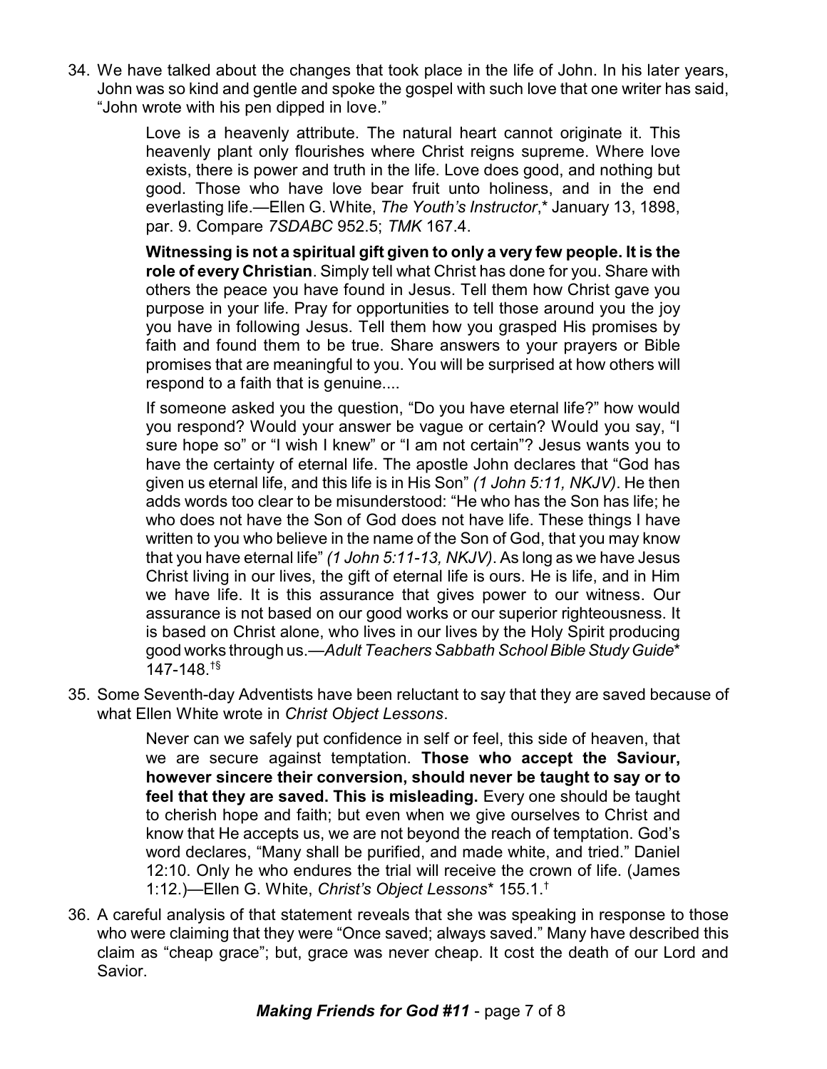34. We have talked about the changes that took place in the life of John. In his later years, John was so kind and gentle and spoke the gospel with such love that one writer has said, "John wrote with his pen dipped in love."

    > Love is a heavenly attribute. The natural heart cannot originate it. This heavenly plant only flourishes where Christ reigns supreme. Where love exists, there is power and truth in the life. Love does good, and nothing but good. Those who have love bear fruit unto holiness, and in the end everlasting life.—Ellen G. White, *The Youth's Instructor*,* January 13, 1898, par. 9. Compare *7SDABC* 952.5; *TMK* 167.4.
    >
    > **Witnessing is not a spiritual gift given to only a very few people. It is the role of every Christian**. Simply tell what Christ has done for you. Share with others the peace you have found in Jesus. Tell them how Christ gave you purpose in your life. Pray for opportunities to tell those around you the joy you have in following Jesus. Tell them how you grasped His promises by faith and found them to be true. Share answers to your prayers or Bible promises that are meaningful to you. You will be surprised at how others will respond to a faith that is genuine....
    >
    > If someone asked you the question, "Do you have eternal life?" how would you respond? Would your answer be vague or certain? Would you say, "I sure hope so" or "I wish I knew" or "I am not certain"? Jesus wants you to have the certainty of eternal life. The apostle John declares that "God has given us eternal life, and this life is in His Son" *(1 John 5:11, NKJV)*. He then adds words too clear to be misunderstood: "He who has the Son has life; he who does not have the Son of God does not have life. These things I have written to you who believe in the name of the Son of God, that you may know that you have eternal life" *(1 John 5:11-13, NKJV)*. As long as we have Jesus Christ living in our lives, the gift of eternal life is ours. He is life, and in Him we have life. It is this assurance that gives power to our witness. Our assurance is not based on our good works or our superior righteousness. It is based on Christ alone, who lives in our lives by the Holy Spirit producing good works through us.—*Adult Teachers Sabbath School Bible Study Guide** 147-148.†§

35. Some Seventh-day Adventists have been reluctant to say that they are saved because of what Ellen White wrote in *Christ Object Lessons*.

    > Never can we safely put confidence in self or feel, this side of heaven, that we are secure against temptation. **Those who accept the Saviour, however sincere their conversion, should never be taught to say or to feel that they are saved. This is misleading.** Every one should be taught to cherish hope and faith; but even when we give ourselves to Christ and know that He accepts us, we are not beyond the reach of temptation. God's word declares, "Many shall be purified, and made white, and tried." Daniel 12:10. Only he who endures the trial will receive the crown of life. (James 1:12.)—Ellen G. White, *Christ's Object Lessons** 155.1.†

36. A careful analysis of that statement reveals that she was speaking in response to those who were claiming that they were "Once saved; always saved." Many have described this claim as "cheap grace"; but, grace was never cheap. It cost the death of our Lord and Savior.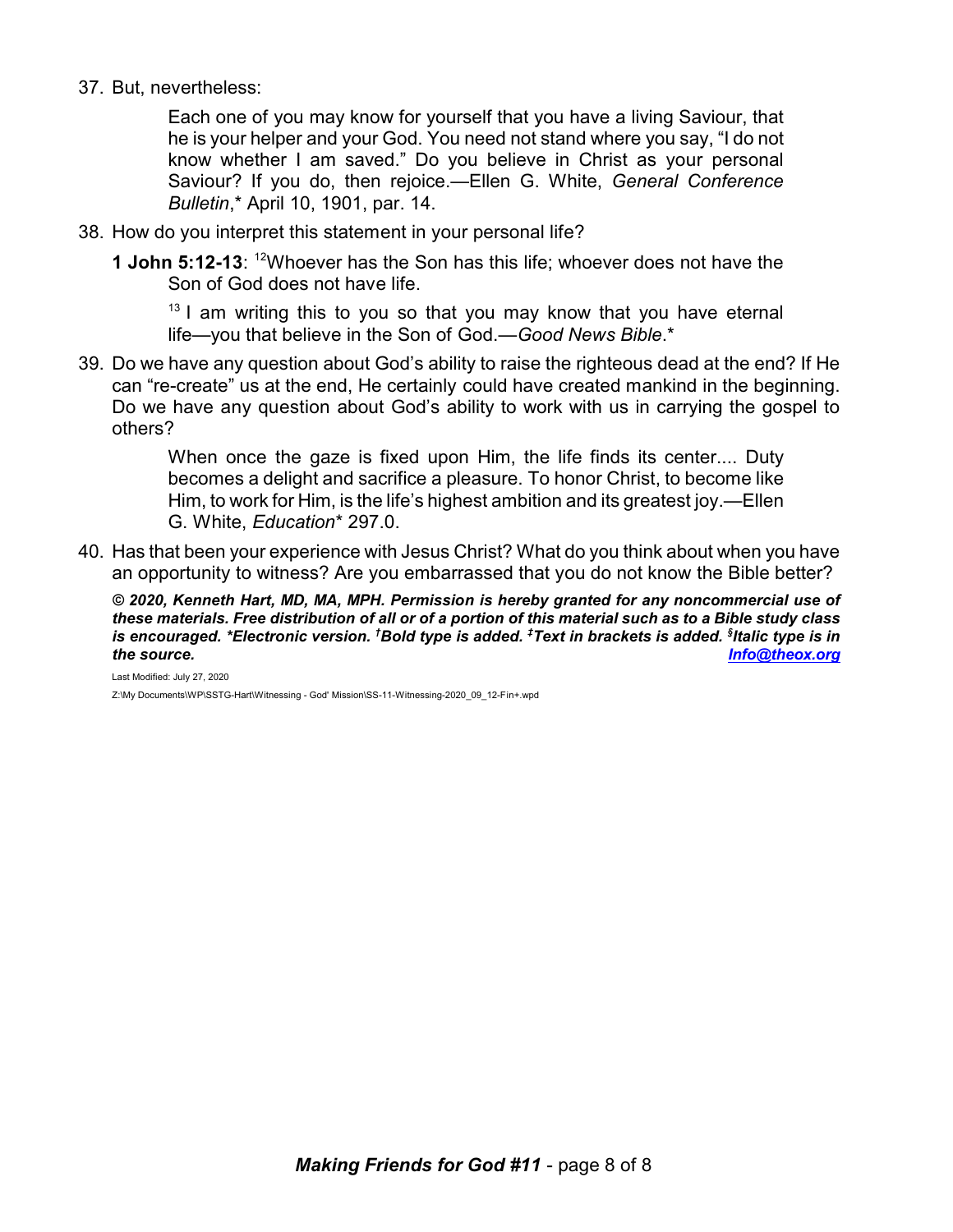37. But, nevertheless:

    > Each one of you may know for yourself that you have a living Saviour, that he is your helper and your God. You need not stand where you say, "I do not know whether I am saved." Do you believe in Christ as your personal Saviour? If you do, then rejoice.—Ellen G. White, *General Conference Bulletin*,* April 10, 1901, par. 14.

38. How do you interpret this statement in your personal life?

    **1 John 5:12-13**: [12]Whoever has the Son has this life; whoever does not have the Son of God does not have life.

    > [13] I am writing this to you so that you may know that you have eternal life—you that believe in the Son of God.—*Good News Bible*.*

39. Do we have any question about God's ability to raise the righteous dead at the end? If He can "re-create" us at the end, He certainly could have created mankind in the beginning. Do we have any question about God's ability to work with us in carrying the gospel to others?

    > When once the gaze is fixed upon Him, the life finds its center.... Duty becomes a delight and sacrifice a pleasure. To honor Christ, to become like Him, to work for Him, is the life's highest ambition and its greatest joy.—Ellen G. White, *Education** 297.0.

40. Has that been your experience with Jesus Christ? What do you think about when you have an opportunity to witness? Are you embarrassed that you do not know the Bible better?

***© 2020, Kenneth Hart, MD, MA, MPH. Permission is hereby granted for any noncommercial use of these materials. Free distribution of all or of a portion of this material such as to a Bible study class is encouraged. *Electronic version. †Bold type is added. ‡Text in brackets is added. §Italic type is in the source.*** ***Info@theox.org***

Last Modified: July 27, 2020

Z:\My Documents\WP\SSTG-Hart\Witnessing - God' Mission\SS-11-Witnessing-2020_09_12-Fin+.wpd